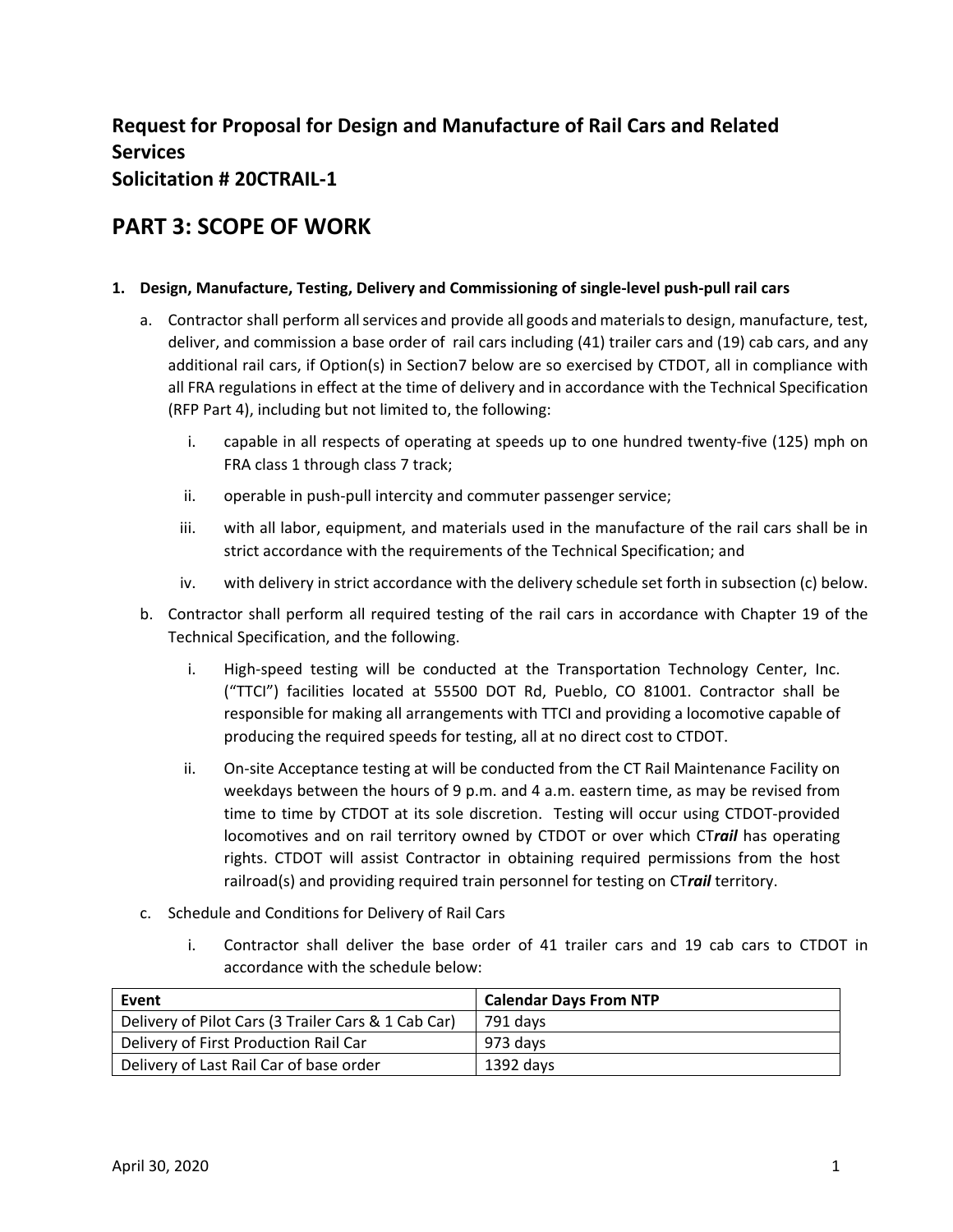## Request for Proposal for Design and Manufacture of Rail Cars and Related Services
## Solicitation # 20CTRAIL-1

# PART 3: SCOPE OF WORK

**1. Design, Manufacture, Testing, Delivery and Commissioning of single-level push-pull rail cars**

a. Contractor shall perform all services and provide all goods and materials to design, manufacture, test, deliver, and commission a base order of rail cars including (41) trailer cars and (19) cab cars, and any additional rail cars, if Option(s) in Section7 below are so exercised by CTDOT, all in compliance with all FRA regulations in effect at the time of delivery and in accordance with the Technical Specification (RFP Part 4), including but not limited to, the following:

   i. capable in all respects of operating at speeds up to one hundred twenty-five (125) mph on FRA class 1 through class 7 track;

   ii. operable in push-pull intercity and commuter passenger service;

   iii. with all labor, equipment, and materials used in the manufacture of the rail cars shall be in strict accordance with the requirements of the Technical Specification; and

   iv. with delivery in strict accordance with the delivery schedule set forth in subsection (c) below.

b. Contractor shall perform all required testing of the rail cars in accordance with Chapter 19 of the Technical Specification, and the following.

   i. High-speed testing will be conducted at the Transportation Technology Center, Inc. ("TTCI") facilities located at 55500 DOT Rd, Pueblo, CO 81001. Contractor shall be responsible for making all arrangements with TTCI and providing a locomotive capable of producing the required speeds for testing, all at no direct cost to CTDOT.

   ii. On-site Acceptance testing at will be conducted from the CT Rail Maintenance Facility on weekdays between the hours of 9 p.m. and 4 a.m. eastern time, as may be revised from time to time by CTDOT at its sole discretion. Testing will occur using CTDOT-provided locomotives and on rail territory owned by CTDOT or over which CT***rail*** has operating rights. CTDOT will assist Contractor in obtaining required permissions from the host railroad(s) and providing required train personnel for testing on CT***rail*** territory.

c. Schedule and Conditions for Delivery of Rail Cars

   i. Contractor shall deliver the base order of 41 trailer cars and 19 cab cars to CTDOT in accordance with the schedule below:

| Event | Calendar Days From NTP |
|---|---|
| Delivery of Pilot Cars (3 Trailer Cars & 1 Cab Car) | 791 days |
| Delivery of First Production Rail Car | 973 days |
| Delivery of Last Rail Car of base order | 1392 days |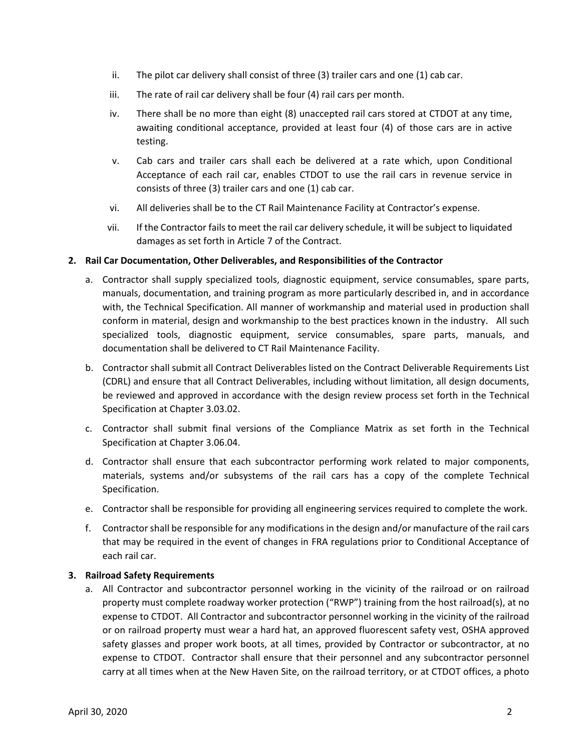ii. The pilot car delivery shall consist of three (3) trailer cars and one (1) cab car.

iii. The rate of rail car delivery shall be four (4) rail cars per month.

iv. There shall be no more than eight (8) unaccepted rail cars stored at CTDOT at any time, awaiting conditional acceptance, provided at least four (4) of those cars are in active testing.

v. Cab cars and trailer cars shall each be delivered at a rate which, upon Conditional Acceptance of each rail car, enables CTDOT to use the rail cars in revenue service in consists of three (3) trailer cars and one (1) cab car.

vi. All deliveries shall be to the CT Rail Maintenance Facility at Contractor's expense.

vii. If the Contractor fails to meet the rail car delivery schedule, it will be subject to liquidated damages as set forth in Article 7 of the Contract.

**2. Rail Car Documentation, Other Deliverables, and Responsibilities of the Contractor**

a. Contractor shall supply specialized tools, diagnostic equipment, service consumables, spare parts, manuals, documentation, and training program as more particularly described in, and in accordance with, the Technical Specification. All manner of workmanship and material used in production shall conform in material, design and workmanship to the best practices known in the industry. All such specialized tools, diagnostic equipment, service consumables, spare parts, manuals, and documentation shall be delivered to CT Rail Maintenance Facility.

b. Contractor shall submit all Contract Deliverables listed on the Contract Deliverable Requirements List (CDRL) and ensure that all Contract Deliverables, including without limitation, all design documents, be reviewed and approved in accordance with the design review process set forth in the Technical Specification at Chapter 3.03.02.

c. Contractor shall submit final versions of the Compliance Matrix as set forth in the Technical Specification at Chapter 3.06.04.

d. Contractor shall ensure that each subcontractor performing work related to major components, materials, systems and/or subsystems of the rail cars has a copy of the complete Technical Specification.

e. Contractor shall be responsible for providing all engineering services required to complete the work.

f. Contractor shall be responsible for any modifications in the design and/or manufacture of the rail cars that may be required in the event of changes in FRA regulations prior to Conditional Acceptance of each rail car.

**3. Railroad Safety Requirements**

a. All Contractor and subcontractor personnel working in the vicinity of the railroad or on railroad property must complete roadway worker protection ("RWP") training from the host railroad(s), at no expense to CTDOT. All Contractor and subcontractor personnel working in the vicinity of the railroad or on railroad property must wear a hard hat, an approved fluorescent safety vest, OSHA approved safety glasses and proper work boots, at all times, provided by Contractor or subcontractor, at no expense to CTDOT. Contractor shall ensure that their personnel and any subcontractor personnel carry at all times when at the New Haven Site, on the railroad territory, or at CTDOT offices, a photo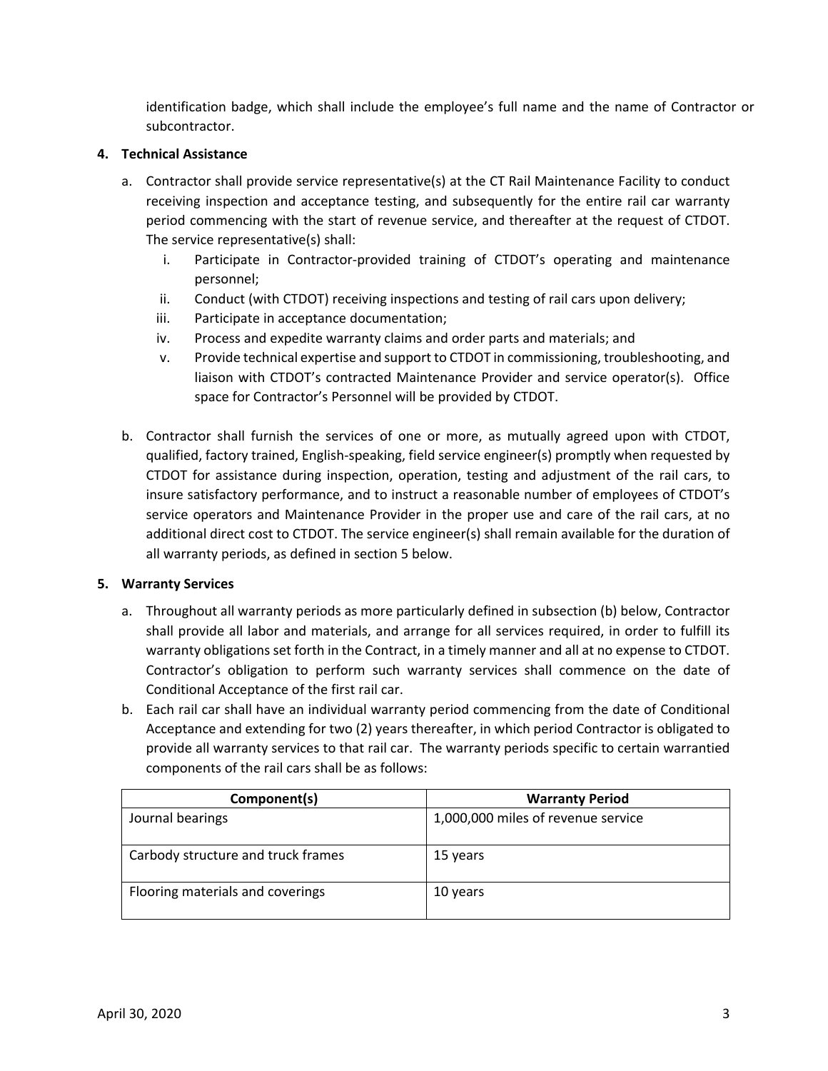identification badge, which shall include the employee's full name and the name of Contractor or subcontractor.

**4. Technical Assistance**

a. Contractor shall provide service representative(s) at the CT Rail Maintenance Facility to conduct receiving inspection and acceptance testing, and subsequently for the entire rail car warranty period commencing with the start of revenue service, and thereafter at the request of CTDOT. The service representative(s) shall:

   i. Participate in Contractor-provided training of CTDOT's operating and maintenance personnel;
   ii. Conduct (with CTDOT) receiving inspections and testing of rail cars upon delivery;
   iii. Participate in acceptance documentation;
   iv. Process and expedite warranty claims and order parts and materials; and
   v. Provide technical expertise and support to CTDOT in commissioning, troubleshooting, and liaison with CTDOT's contracted Maintenance Provider and service operator(s). Office space for Contractor's Personnel will be provided by CTDOT.

b. Contractor shall furnish the services of one or more, as mutually agreed upon with CTDOT, qualified, factory trained, English-speaking, field service engineer(s) promptly when requested by CTDOT for assistance during inspection, operation, testing and adjustment of the rail cars, to insure satisfactory performance, and to instruct a reasonable number of employees of CTDOT's service operators and Maintenance Provider in the proper use and care of the rail cars, at no additional direct cost to CTDOT. The service engineer(s) shall remain available for the duration of all warranty periods, as defined in section 5 below.

**5. Warranty Services**

a. Throughout all warranty periods as more particularly defined in subsection (b) below, Contractor shall provide all labor and materials, and arrange for all services required, in order to fulfill its warranty obligations set forth in the Contract, in a timely manner and all at no expense to CTDOT. Contractor's obligation to perform such warranty services shall commence on the date of Conditional Acceptance of the first rail car.

b. Each rail car shall have an individual warranty period commencing from the date of Conditional Acceptance and extending for two (2) years thereafter, in which period Contractor is obligated to provide all warranty services to that rail car. The warranty periods specific to certain warrantied components of the rail cars shall be as follows:

| Component(s) | Warranty Period |
| --- | --- |
| Journal bearings | 1,000,000 miles of revenue service |
| Carbody structure and truck frames | 15 years |
| Flooring materials and coverings | 10 years |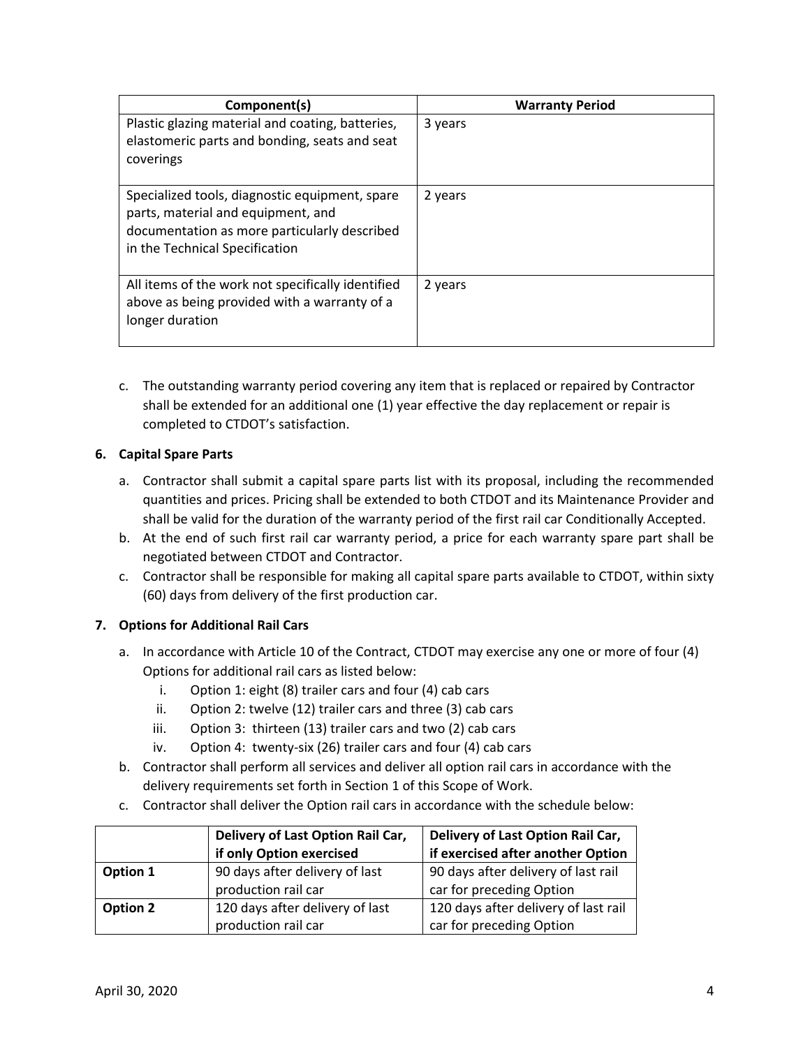| Component(s) | Warranty Period |
|---|---|
| Plastic glazing material and coating, batteries, elastomeric parts and bonding, seats and seat coverings | 3 years |
| Specialized tools, diagnostic equipment, spare parts, material and equipment, and documentation as more particularly described in the Technical Specification | 2 years |
| All items of the work not specifically identified above as being provided with a warranty of a longer duration | 2 years |

c. The outstanding warranty period covering any item that is replaced or repaired by Contractor shall be extended for an additional one (1) year effective the day replacement or repair is completed to CTDOT's satisfaction.

**6. Capital Spare Parts**

a. Contractor shall submit a capital spare parts list with its proposal, including the recommended quantities and prices. Pricing shall be extended to both CTDOT and its Maintenance Provider and shall be valid for the duration of the warranty period of the first rail car Conditionally Accepted.

b. At the end of such first rail car warranty period, a price for each warranty spare part shall be negotiated between CTDOT and Contractor.

c. Contractor shall be responsible for making all capital spare parts available to CTDOT, within sixty (60) days from delivery of the first production car.

**7. Options for Additional Rail Cars**

a. In accordance with Article 10 of the Contract, CTDOT may exercise any one or more of four (4) Options for additional rail cars as listed below:

   i. Option 1: eight (8) trailer cars and four (4) cab cars
   ii. Option 2: twelve (12) trailer cars and three (3) cab cars
   iii. Option 3: thirteen (13) trailer cars and two (2) cab cars
   iv. Option 4: twenty-six (26) trailer cars and four (4) cab cars

b. Contractor shall perform all services and deliver all option rail cars in accordance with the delivery requirements set forth in Section 1 of this Scope of Work.

c. Contractor shall deliver the Option rail cars in accordance with the schedule below:

| | Delivery of Last Option Rail Car, if only Option exercised | Delivery of Last Option Rail Car, if exercised after another Option |
|---|---|---|
| **Option 1** | 90 days after delivery of last production rail car | 90 days after delivery of last rail car for preceding Option |
| **Option 2** | 120 days after delivery of last production rail car | 120 days after delivery of last rail car for preceding Option |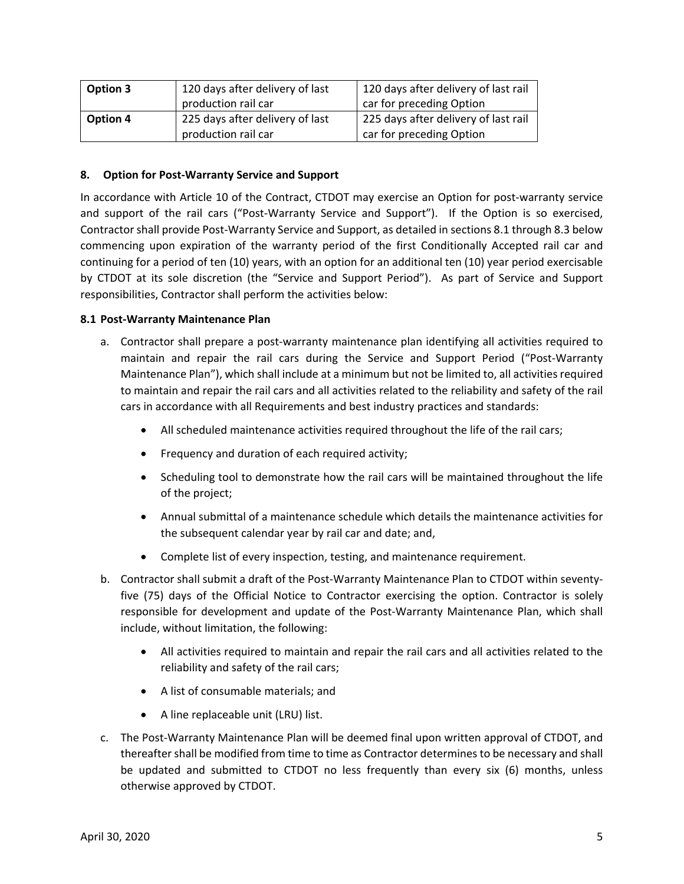| Option 3 | 120 days after delivery of last production rail car | 120 days after delivery of last rail car for preceding Option |
|---|---|---|
| **Option 4** | 225 days after delivery of last production rail car | 225 days after delivery of last rail car for preceding Option |

### 8. Option for Post-Warranty Service and Support

In accordance with Article 10 of the Contract, CTDOT may exercise an Option for post-warranty service and support of the rail cars ("Post-Warranty Service and Support"). If the Option is so exercised, Contractor shall provide Post-Warranty Service and Support, as detailed in sections 8.1 through 8.3 below commencing upon expiration of the warranty period of the first Conditionally Accepted rail car and continuing for a period of ten (10) years, with an option for an additional ten (10) year period exercisable by CTDOT at its sole discretion (the "Service and Support Period"). As part of Service and Support responsibilities, Contractor shall perform the activities below:

#### 8.1 Post-Warranty Maintenance Plan

a. Contractor shall prepare a post-warranty maintenance plan identifying all activities required to maintain and repair the rail cars during the Service and Support Period ("Post-Warranty Maintenance Plan"), which shall include at a minimum but not be limited to, all activities required to maintain and repair the rail cars and all activities related to the reliability and safety of the rail cars in accordance with all Requirements and best industry practices and standards:

   - All scheduled maintenance activities required throughout the life of the rail cars;
   - Frequency and duration of each required activity;
   - Scheduling tool to demonstrate how the rail cars will be maintained throughout the life of the project;
   - Annual submittal of a maintenance schedule which details the maintenance activities for the subsequent calendar year by rail car and date; and,
   - Complete list of every inspection, testing, and maintenance requirement.

b. Contractor shall submit a draft of the Post-Warranty Maintenance Plan to CTDOT within seventy-five (75) days of the Official Notice to Contractor exercising the option. Contractor is solely responsible for development and update of the Post-Warranty Maintenance Plan, which shall include, without limitation, the following:

   - All activities required to maintain and repair the rail cars and all activities related to the reliability and safety of the rail cars;
   - A list of consumable materials; and
   - A line replaceable unit (LRU) list.

c. The Post-Warranty Maintenance Plan will be deemed final upon written approval of CTDOT, and thereafter shall be modified from time to time as Contractor determines to be necessary and shall be updated and submitted to CTDOT no less frequently than every six (6) months, unless otherwise approved by CTDOT.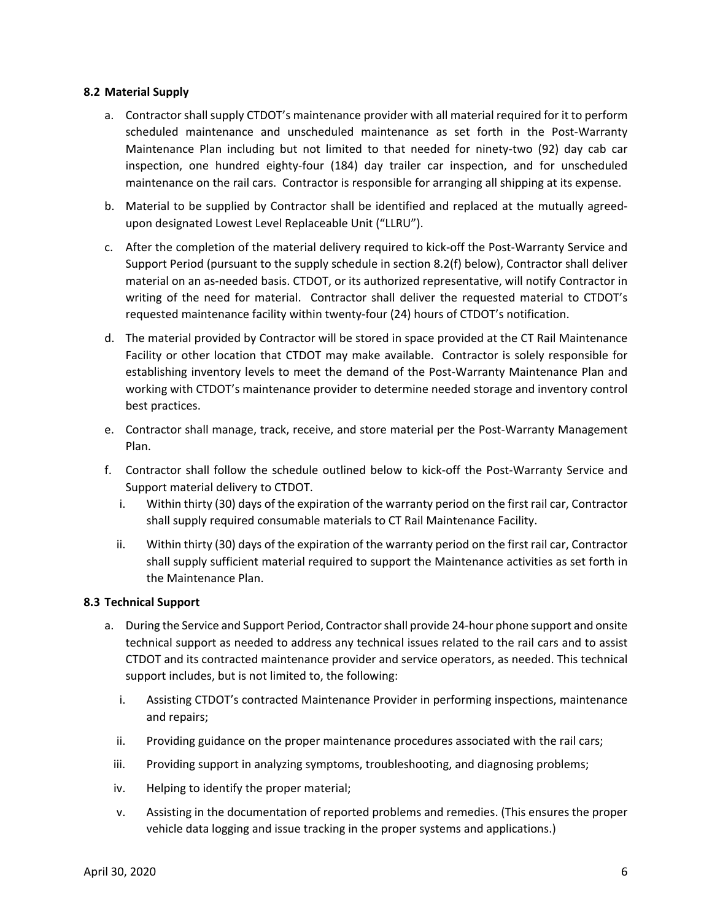### 8.2 Material Supply

a. Contractor shall supply CTDOT's maintenance provider with all material required for it to perform scheduled maintenance and unscheduled maintenance as set forth in the Post-Warranty Maintenance Plan including but not limited to that needed for ninety-two (92) day cab car inspection, one hundred eighty-four (184) day trailer car inspection, and for unscheduled maintenance on the rail cars. Contractor is responsible for arranging all shipping at its expense.

b. Material to be supplied by Contractor shall be identified and replaced at the mutually agreed-upon designated Lowest Level Replaceable Unit ("LLRU").

c. After the completion of the material delivery required to kick-off the Post-Warranty Service and Support Period (pursuant to the supply schedule in section 8.2(f) below), Contractor shall deliver material on an as-needed basis. CTDOT, or its authorized representative, will notify Contractor in writing of the need for material. Contractor shall deliver the requested material to CTDOT's requested maintenance facility within twenty-four (24) hours of CTDOT's notification.

d. The material provided by Contractor will be stored in space provided at the CT Rail Maintenance Facility or other location that CTDOT may make available. Contractor is solely responsible for establishing inventory levels to meet the demand of the Post-Warranty Maintenance Plan and working with CTDOT's maintenance provider to determine needed storage and inventory control best practices.

e. Contractor shall manage, track, receive, and store material per the Post-Warranty Management Plan.

f. Contractor shall follow the schedule outlined below to kick-off the Post-Warranty Service and Support material delivery to CTDOT.

   i. Within thirty (30) days of the expiration of the warranty period on the first rail car, Contractor shall supply required consumable materials to CT Rail Maintenance Facility.

   ii. Within thirty (30) days of the expiration of the warranty period on the first rail car, Contractor shall supply sufficient material required to support the Maintenance activities as set forth in the Maintenance Plan.

### 8.3 Technical Support

a. During the Service and Support Period, Contractor shall provide 24-hour phone support and onsite technical support as needed to address any technical issues related to the rail cars and to assist CTDOT and its contracted maintenance provider and service operators, as needed. This technical support includes, but is not limited to, the following:

   i. Assisting CTDOT's contracted Maintenance Provider in performing inspections, maintenance and repairs;

   ii. Providing guidance on the proper maintenance procedures associated with the rail cars;

   iii. Providing support in analyzing symptoms, troubleshooting, and diagnosing problems;

   iv. Helping to identify the proper material;

   v. Assisting in the documentation of reported problems and remedies. (This ensures the proper vehicle data logging and issue tracking in the proper systems and applications.)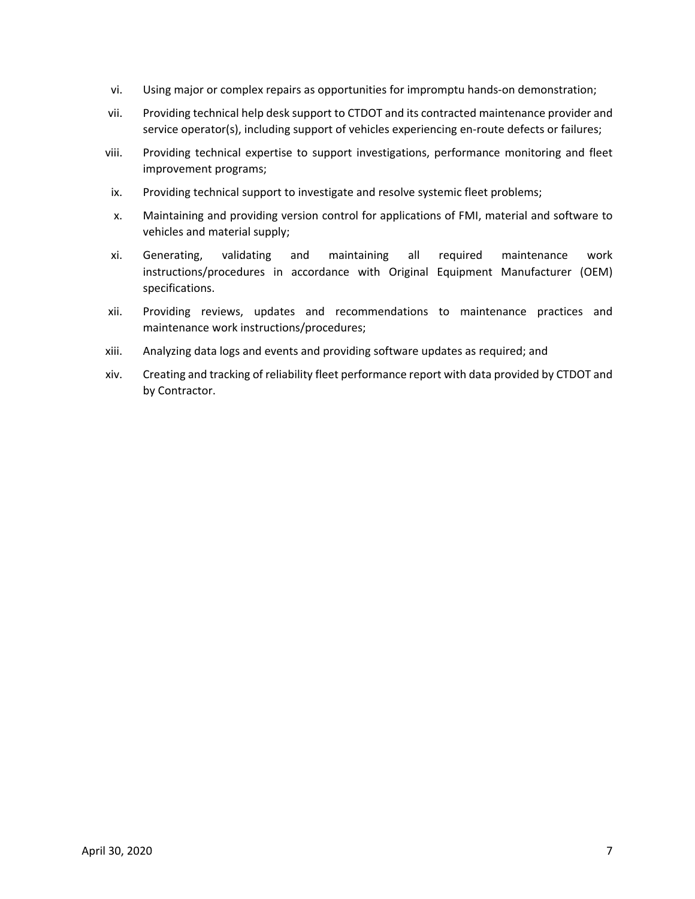vi. Using major or complex repairs as opportunities for impromptu hands-on demonstration;

vii. Providing technical help desk support to CTDOT and its contracted maintenance provider and service operator(s), including support of vehicles experiencing en-route defects or failures;

viii. Providing technical expertise to support investigations, performance monitoring and fleet improvement programs;

ix. Providing technical support to investigate and resolve systemic fleet problems;

x. Maintaining and providing version control for applications of FMI, material and software to vehicles and material supply;

xi. Generating, validating and maintaining all required maintenance work instructions/procedures in accordance with Original Equipment Manufacturer (OEM) specifications.

xii. Providing reviews, updates and recommendations to maintenance practices and maintenance work instructions/procedures;

xiii. Analyzing data logs and events and providing software updates as required; and

xiv. Creating and tracking of reliability fleet performance report with data provided by CTDOT and by Contractor.